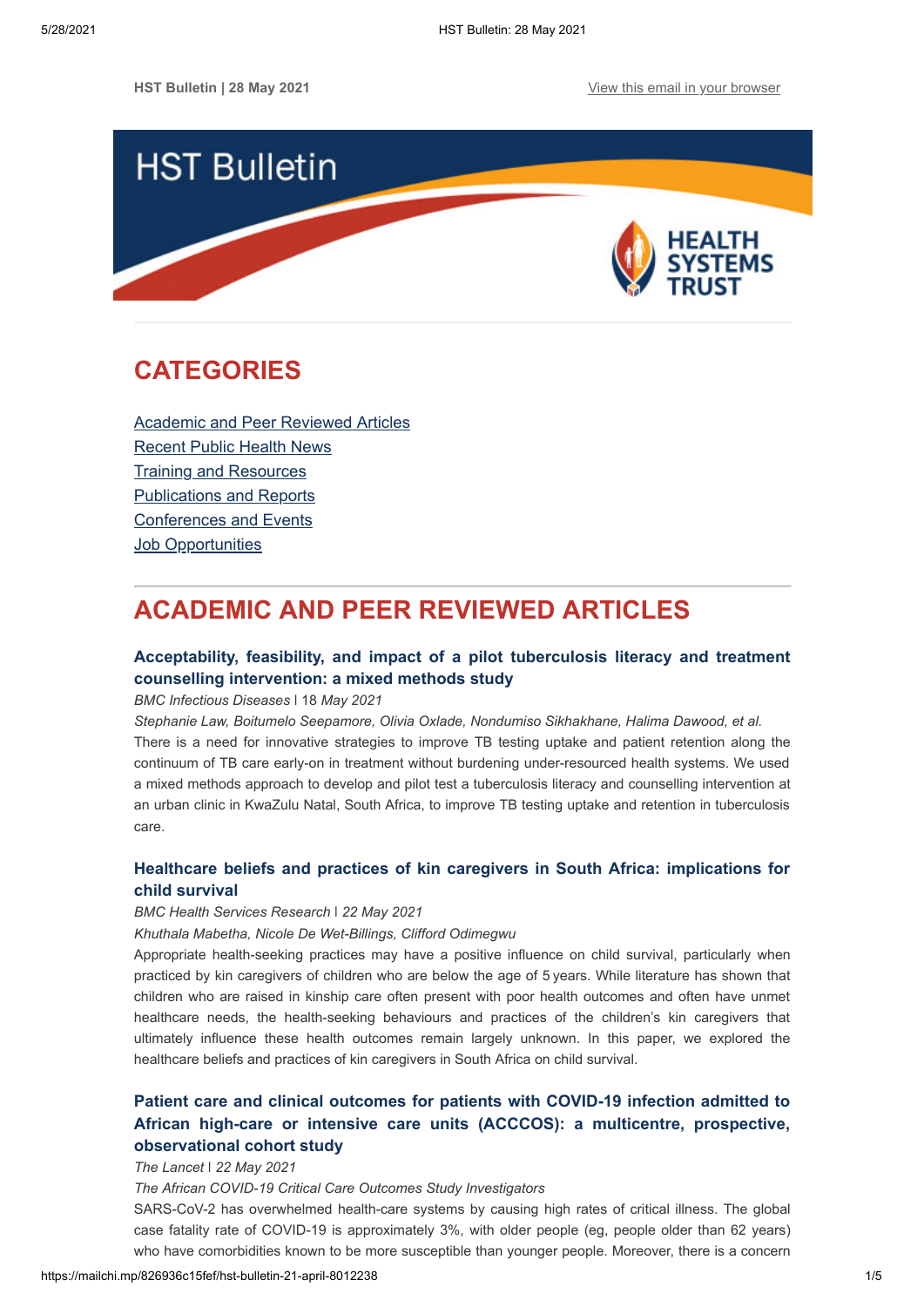HST Bulletin | 28 May 2021

View this email in your browser

# HST Bulletin

HEALTH SYSTEMS TRUST

## CATEGORIES

Academic and Peer Reviewed Articles
Recent Public Health News
Training and Resources
Publications and Reports
Conferences and Events
Job Opportunities

## ACADEMIC AND PEER REVIEWED ARTICLES

### Acceptability, feasibility, and impact of a pilot tuberculosis literacy and treatment counselling intervention: a mixed methods study

*BMC Infectious Diseases* | 18 *May 2021*

*Stephanie Law, Boitumelo Seepamore, Olivia Oxlade, Nondumiso Sikhakhane, Halima Dawood, et al.*

There is a need for innovative strategies to improve TB testing uptake and patient retention along the continuum of TB care early-on in treatment without burdening under-resourced health systems. We used a mixed methods approach to develop and pilot test a tuberculosis literacy and counselling intervention at an urban clinic in KwaZulu Natal, South Africa, to improve TB testing uptake and retention in tuberculosis care.

### Healthcare beliefs and practices of kin caregivers in South Africa: implications for child survival

*BMC Health Services Research* | *22 May 2021*

*Khuthala Mabetha, Nicole De Wet-Billings, Clifford Odimegwu*

Appropriate health-seeking practices may have a positive influence on child survival, particularly when practiced by kin caregivers of children who are below the age of 5 years. While literature has shown that children who are raised in kinship care often present with poor health outcomes and often have unmet healthcare needs, the health-seeking behaviours and practices of the children's kin caregivers that ultimately influence these health outcomes remain largely unknown. In this paper, we explored the healthcare beliefs and practices of kin caregivers in South Africa on child survival.

### Patient care and clinical outcomes for patients with COVID-19 infection admitted to African high-care or intensive care units (ACCCOS): a multicentre, prospective, observational cohort study

*The Lancet* | *22 May 2021*

*The African COVID-19 Critical Care Outcomes Study Investigators*

SARS-CoV-2 has overwhelmed health-care systems by causing high rates of critical illness. The global case fatality rate of COVID-19 is approximately 3%, with older people (eg, people older than 62 years) who have comorbidities known to be more susceptible than younger people. Moreover, there is a concern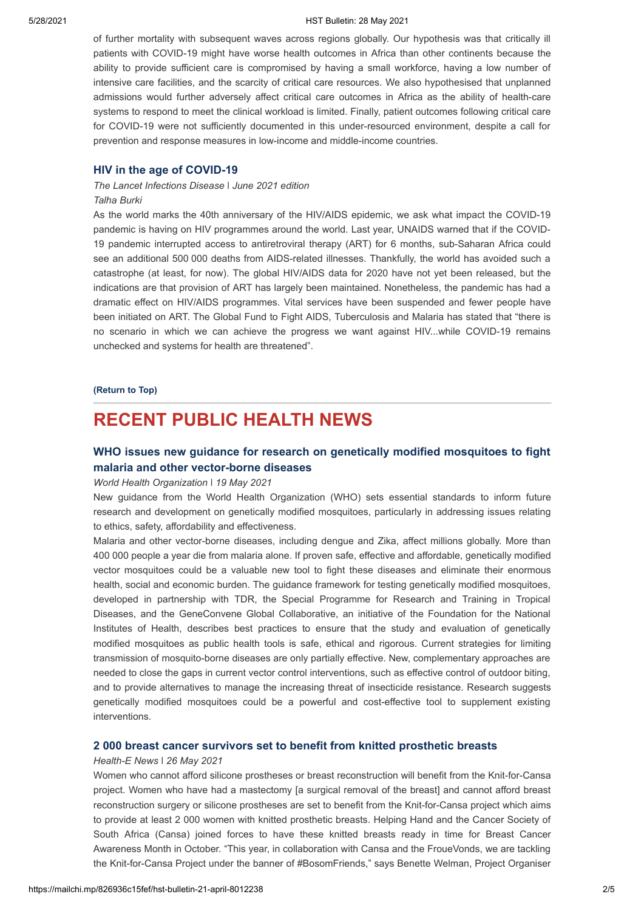of further mortality with subsequent waves across regions globally. Our hypothesis was that critically ill patients with COVID-19 might have worse health outcomes in Africa than other continents because the ability to provide sufficient care is compromised by having a small workforce, having a low number of intensive care facilities, and the scarcity of critical care resources. We also hypothesised that unplanned admissions would further adversely affect critical care outcomes in Africa as the ability of health-care systems to respond to meet the clinical workload is limited. Finally, patient outcomes following critical care for COVID-19 were not sufficiently documented in this under-resourced environment, despite a call for prevention and response measures in low-income and middle-income countries.

### HIV in the age of COVID-19

*The Lancet Infections Disease | June 2021 edition*
*Talha Burki*

As the world marks the 40th anniversary of the HIV/AIDS epidemic, we ask what impact the COVID-19 pandemic is having on HIV programmes around the world. Last year, UNAIDS warned that if the COVID-19 pandemic interrupted access to antiretroviral therapy (ART) for 6 months, sub-Saharan Africa could see an additional 500 000 deaths from AIDS-related illnesses. Thankfully, the world has avoided such a catastrophe (at least, for now). The global HIV/AIDS data for 2020 have not yet been released, but the indications are that provision of ART has largely been maintained. Nonetheless, the pandemic has had a dramatic effect on HIV/AIDS programmes. Vital services have been suspended and fewer people have been initiated on ART. The Global Fund to Fight AIDS, Tuberculosis and Malaria has stated that "there is no scenario in which we can achieve the progress we want against HIV...while COVID-19 remains unchecked and systems for health are threatened".

**(Return to Top)**

---

# RECENT PUBLIC HEALTH NEWS

### WHO issues new guidance for research on genetically modified mosquitoes to fight malaria and other vector-borne diseases

*World Health Organization | 19 May 2021*

New guidance from the World Health Organization (WHO) sets essential standards to inform future research and development on genetically modified mosquitoes, particularly in addressing issues relating to ethics, safety, affordability and effectiveness.

Malaria and other vector-borne diseases, including dengue and Zika, affect millions globally. More than 400 000 people a year die from malaria alone. If proven safe, effective and affordable, genetically modified vector mosquitoes could be a valuable new tool to fight these diseases and eliminate their enormous health, social and economic burden. The guidance framework for testing genetically modified mosquitoes, developed in partnership with TDR, the Special Programme for Research and Training in Tropical Diseases, and the GeneConvene Global Collaborative, an initiative of the Foundation for the National Institutes of Health, describes best practices to ensure that the study and evaluation of genetically modified mosquitoes as public health tools is safe, ethical and rigorous. Current strategies for limiting transmission of mosquito-borne diseases are only partially effective. New, complementary approaches are needed to close the gaps in current vector control interventions, such as effective control of outdoor biting, and to provide alternatives to manage the increasing threat of insecticide resistance. Research suggests genetically modified mosquitoes could be a powerful and cost-effective tool to supplement existing interventions.

### 2 000 breast cancer survivors set to benefit from knitted prosthetic breasts

*Health-E News | 26 May 2021*

Women who cannot afford silicone prostheses or breast reconstruction will benefit from the Knit-for-Cansa project. Women who have had a mastectomy [a surgical removal of the breast] and cannot afford breast reconstruction surgery or silicone prostheses are set to benefit from the Knit-for-Cansa project which aims to provide at least 2 000 women with knitted prosthetic breasts. Helping Hand and the Cancer Society of South Africa (Cansa) joined forces to have these knitted breasts ready in time for Breast Cancer Awareness Month in October. "This year, in collaboration with Cansa and the FroueVonds, we are tackling the Knit-for-Cansa Project under the banner of #BosomFriends," says Benette Welman, Project Organiser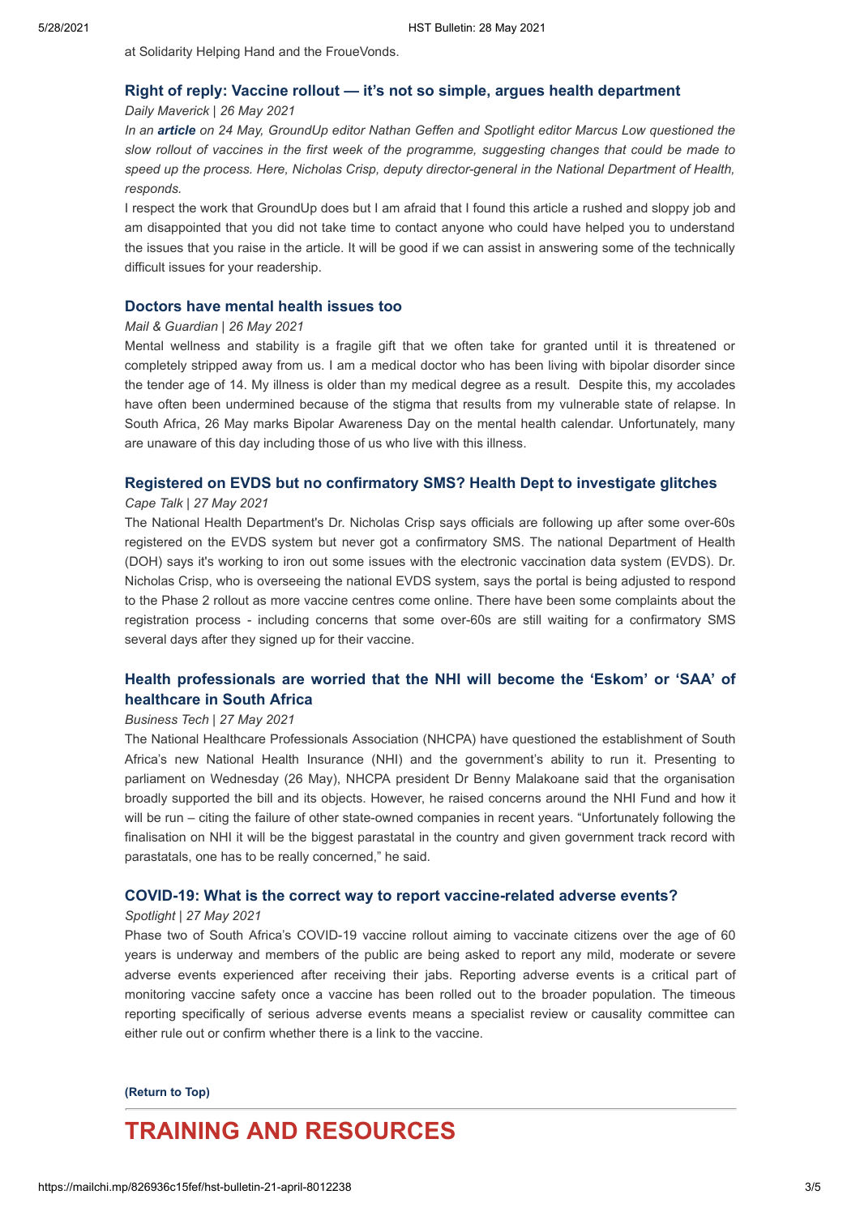at Solidarity Helping Hand and the FroueVonds.

### Right of reply: Vaccine rollout — it's not so simple, argues health department

*Daily Maverick | 26 May 2021*

*In an **article** on 24 May, GroundUp editor Nathan Geffen and Spotlight editor Marcus Low questioned the slow rollout of vaccines in the first week of the programme, suggesting changes that could be made to speed up the process. Here, Nicholas Crisp, deputy director-general in the National Department of Health, responds.*

I respect the work that GroundUp does but I am afraid that I found this article a rushed and sloppy job and am disappointed that you did not take time to contact anyone who could have helped you to understand the issues that you raise in the article. It will be good if we can assist in answering some of the technically difficult issues for your readership.

### Doctors have mental health issues too

*Mail & Guardian | 26 May 2021*

Mental wellness and stability is a fragile gift that we often take for granted until it is threatened or completely stripped away from us. I am a medical doctor who has been living with bipolar disorder since the tender age of 14. My illness is older than my medical degree as a result. Despite this, my accolades have often been undermined because of the stigma that results from my vulnerable state of relapse. In South Africa, 26 May marks Bipolar Awareness Day on the mental health calendar. Unfortunately, many are unaware of this day including those of us who live with this illness.

### Registered on EVDS but no confirmatory SMS? Health Dept to investigate glitches

*Cape Talk | 27 May 2021*

The National Health Department's Dr. Nicholas Crisp says officials are following up after some over-60s registered on the EVDS system but never got a confirmatory SMS. The national Department of Health (DOH) says it's working to iron out some issues with the electronic vaccination data system (EVDS). Dr. Nicholas Crisp, who is overseeing the national EVDS system, says the portal is being adjusted to respond to the Phase 2 rollout as more vaccine centres come online. There have been some complaints about the registration process - including concerns that some over-60s are still waiting for a confirmatory SMS several days after they signed up for their vaccine.

### Health professionals are worried that the NHI will become the 'Eskom' or 'SAA' of healthcare in South Africa

*Business Tech | 27 May 2021*

The National Healthcare Professionals Association (NHCPA) have questioned the establishment of South Africa's new National Health Insurance (NHI) and the government's ability to run it. Presenting to parliament on Wednesday (26 May), NHCPA president Dr Benny Malakoane said that the organisation broadly supported the bill and its objects. However, he raised concerns around the NHI Fund and how it will be run – citing the failure of other state-owned companies in recent years. "Unfortunately following the finalisation on NHI it will be the biggest parastatal in the country and given government track record with parastatals, one has to be really concerned," he said.

### COVID-19: What is the correct way to report vaccine-related adverse events?

*Spotlight | 27 May 2021*

Phase two of South Africa's COVID-19 vaccine rollout aiming to vaccinate citizens over the age of 60 years is underway and members of the public are being asked to report any mild, moderate or severe adverse events experienced after receiving their jabs. Reporting adverse events is a critical part of monitoring vaccine safety once a vaccine has been rolled out to the broader population. The timeous reporting specifically of serious adverse events means a specialist review or causality committee can either rule out or confirm whether there is a link to the vaccine.

**(Return to Top)**

# TRAINING AND RESOURCES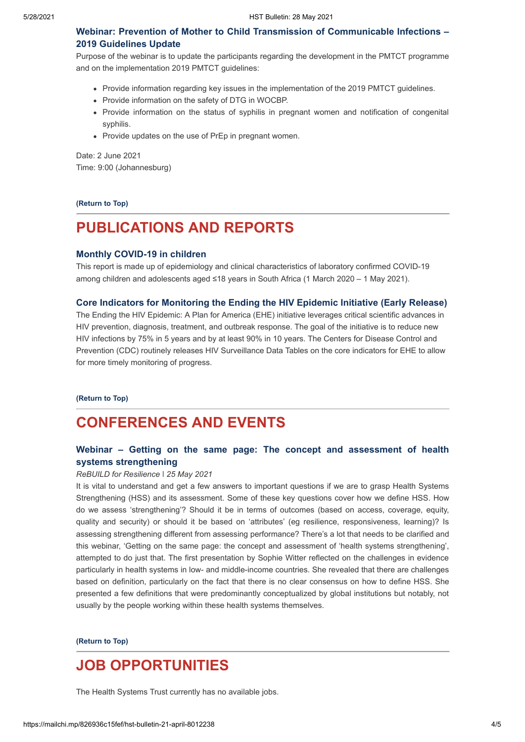### Webinar: Prevention of Mother to Child Transmission of Communicable Infections – 2019 Guidelines Update

Purpose of the webinar is to update the participants regarding the development in the PMTCT programme and on the implementation 2019 PMTCT guidelines:

- Provide information regarding key issues in the implementation of the 2019 PMTCT guidelines.
- Provide information on the safety of DTG in WOCBP.
- Provide information on the status of syphilis in pregnant women and notification of congenital syphilis.
- Provide updates on the use of PrEp in pregnant women.

Date: 2 June 2021
Time: 9:00 (Johannesburg)

**(Return to Top)**

## PUBLICATIONS AND REPORTS

### Monthly COVID-19 in children

This report is made up of epidemiology and clinical characteristics of laboratory confirmed COVID-19 among children and adolescents aged ≤18 years in South Africa (1 March 2020 – 1 May 2021).

### Core Indicators for Monitoring the Ending the HIV Epidemic Initiative (Early Release)

The Ending the HIV Epidemic: A Plan for America (EHE) initiative leverages critical scientific advances in HIV prevention, diagnosis, treatment, and outbreak response. The goal of the initiative is to reduce new HIV infections by 75% in 5 years and by at least 90% in 10 years. The Centers for Disease Control and Prevention (CDC) routinely releases HIV Surveillance Data Tables on the core indicators for EHE to allow for more timely monitoring of progress.

**(Return to Top)**

## CONFERENCES AND EVENTS

### Webinar – Getting on the same page: The concept and assessment of health systems strengthening

*ReBUILD for Resilience | 25 May 2021*

It is vital to understand and get a few answers to important questions if we are to grasp Health Systems Strengthening (HSS) and its assessment. Some of these key questions cover how we define HSS. How do we assess 'strengthening'? Should it be in terms of outcomes (based on access, coverage, equity, quality and security) or should it be based on 'attributes' (eg resilience, responsiveness, learning)? Is assessing strengthening different from assessing performance? There's a lot that needs to be clarified and this webinar, 'Getting on the same page: the concept and assessment of 'health systems strengthening', attempted to do just that. The first presentation by Sophie Witter reflected on the challenges in evidence particularly in health systems in low- and middle-income countries. She revealed that there are challenges based on definition, particularly on the fact that there is no clear consensus on how to define HSS. She presented a few definitions that were predominantly conceptualized by global institutions but notably, not usually by the people working within these health systems themselves.

**(Return to Top)**

## JOB OPPORTUNITIES

The Health Systems Trust currently has no available jobs.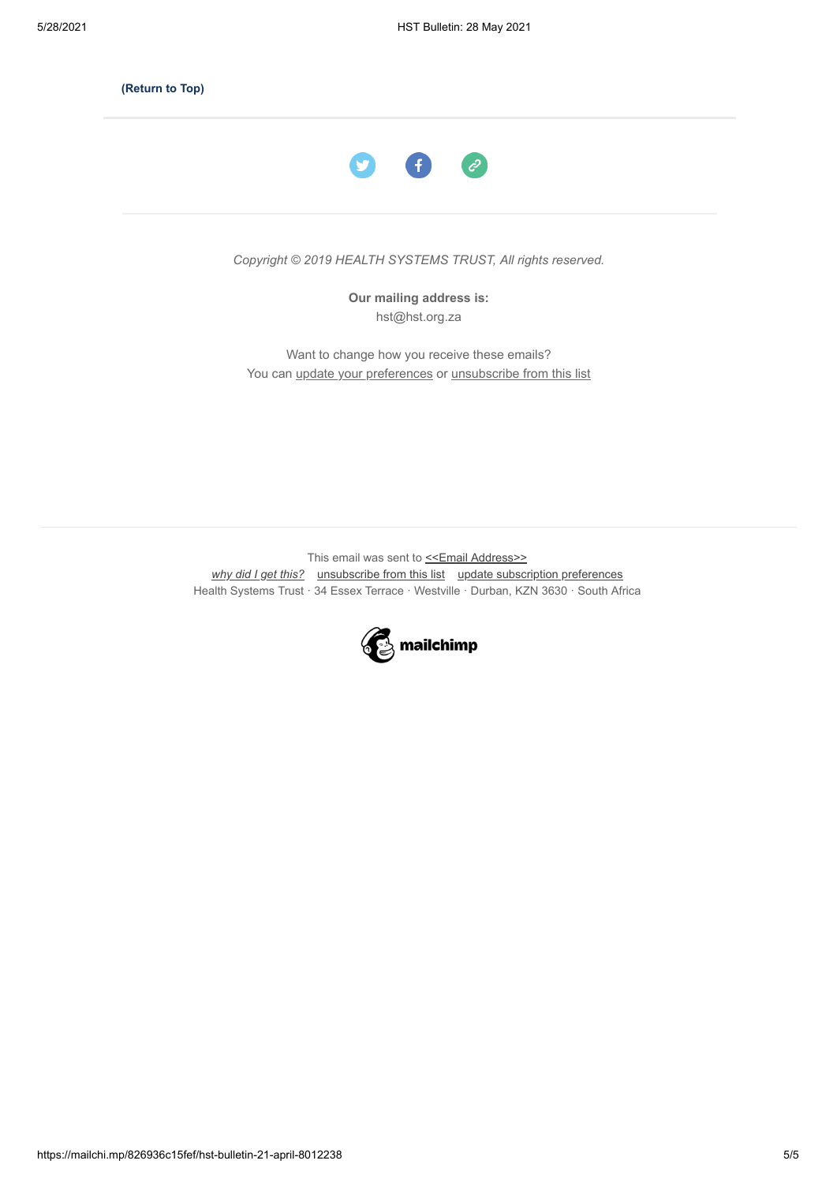**(Return to Top)**

*Copyright © 2019 HEALTH SYSTEMS TRUST, All rights reserved.*

**Our mailing address is:**
hst@hst.org.za

Want to change how you receive these emails?
You can update your preferences or unsubscribe from this list

This email was sent to <<Email Address>>
*why did I get this?* unsubscribe from this list update subscription preferences
Health Systems Trust · 34 Essex Terrace · Westville · Durban, KZN 3630 · South Africa

mailchimp